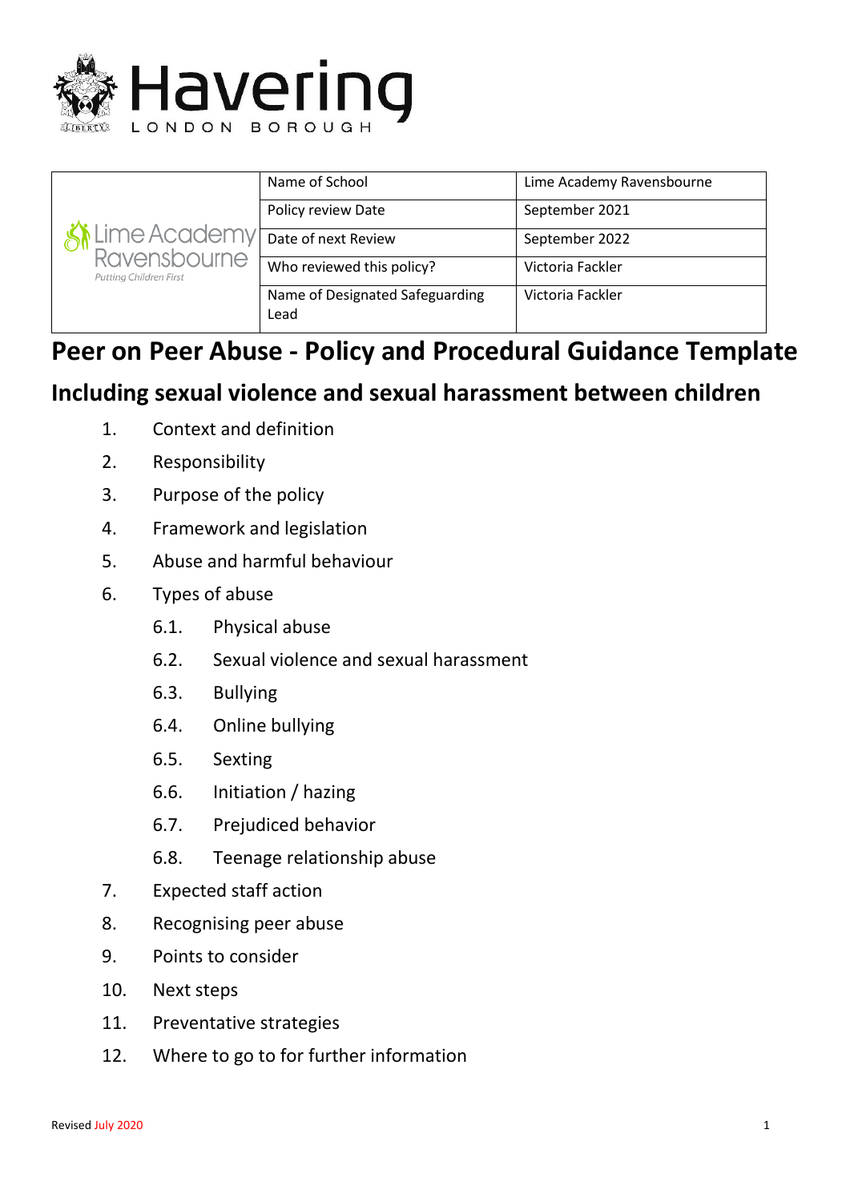Havering
LONDON BOROUGH

| Lime Academy Ravensbourne<br>Putting Children First | Name of School | Lime Academy Ravensbourne |
|---|---|---|
| | Policy review Date | September 2021 |
| | Date of next Review | September 2022 |
| | Who reviewed this policy? | Victoria Fackler |
| | Name of Designated Safeguarding Lead | Victoria Fackler |

# Peer on Peer Abuse - Policy and Procedural Guidance Template

## Including sexual violence and sexual harassment between children

1. Context and definition
2. Responsibility
3. Purpose of the policy
4. Framework and legislation
5. Abuse and harmful behaviour
6. Types of abuse
    - 6.1. Physical abuse
    - 6.2. Sexual violence and sexual harassment
    - 6.3. Bullying
    - 6.4. Online bullying
    - 6.5. Sexting
    - 6.6. Initiation / hazing
    - 6.7. Prejudiced behavior
    - 6.8. Teenage relationship abuse
7. Expected staff action
8. Recognising peer abuse
9. Points to consider
10. Next steps
11. Preventative strategies
12. Where to go to for further information

Revised July 2020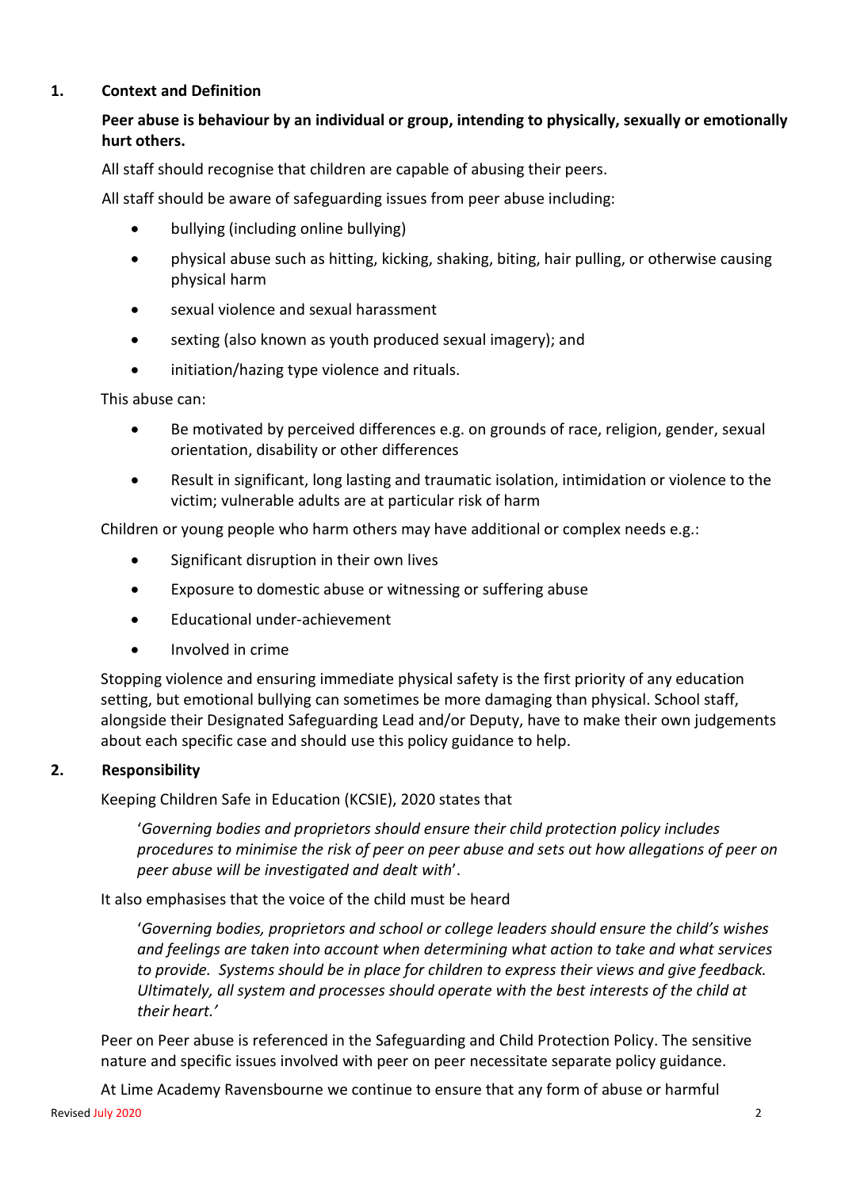## 1. Context and Definition

**Peer abuse is behaviour by an individual or group, intending to physically, sexually or emotionally hurt others.**

All staff should recognise that children are capable of abusing their peers.

All staff should be aware of safeguarding issues from peer abuse including:

- bullying (including online bullying)
- physical abuse such as hitting, kicking, shaking, biting, hair pulling, or otherwise causing physical harm
- sexual violence and sexual harassment
- sexting (also known as youth produced sexual imagery); and
- initiation/hazing type violence and rituals.

This abuse can:

- Be motivated by perceived differences e.g. on grounds of race, religion, gender, sexual orientation, disability or other differences
- Result in significant, long lasting and traumatic isolation, intimidation or violence to the victim; vulnerable adults are at particular risk of harm

Children or young people who harm others may have additional or complex needs e.g.:

- Significant disruption in their own lives
- Exposure to domestic abuse or witnessing or suffering abuse
- Educational under-achievement
- Involved in crime

Stopping violence and ensuring immediate physical safety is the first priority of any education setting, but emotional bullying can sometimes be more damaging than physical. School staff, alongside their Designated Safeguarding Lead and/or Deputy, have to make their own judgements about each specific case and should use this policy guidance to help.

## 2. Responsibility

Keeping Children Safe in Education (KCSIE), 2020 states that

> '*Governing bodies and proprietors should ensure their child protection policy includes procedures to minimise the risk of peer on peer abuse and sets out how allegations of peer on peer abuse will be investigated and dealt with*'.

It also emphasises that the voice of the child must be heard

> '*Governing bodies, proprietors and school or college leaders should ensure the child's wishes and feelings are taken into account when determining what action to take and what services to provide. Systems should be in place for children to express their views and give feedback. Ultimately, all system and processes should operate with the best interests of the child at their heart.'*

Peer on Peer abuse is referenced in the Safeguarding and Child Protection Policy. The sensitive nature and specific issues involved with peer on peer necessitate separate policy guidance.

At Lime Academy Ravensbourne we continue to ensure that any form of abuse or harmful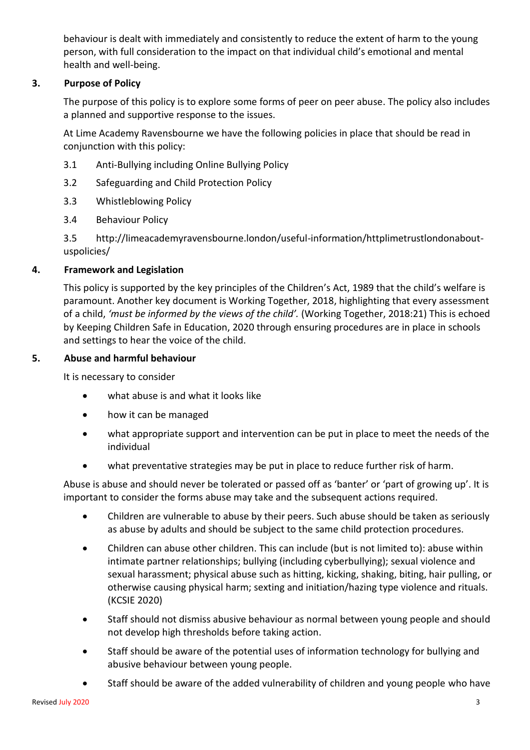behaviour is dealt with immediately and consistently to reduce the extent of harm to the young person, with full consideration to the impact on that individual child's emotional and mental health and well-being.

## 3. Purpose of Policy

The purpose of this policy is to explore some forms of peer on peer abuse. The policy also includes a planned and supportive response to the issues.

At Lime Academy Ravensbourne we have the following policies in place that should be read in conjunction with this policy:

3.1 Anti-Bullying including Online Bullying Policy

3.2 Safeguarding and Child Protection Policy

3.3 Whistleblowing Policy

3.4 Behaviour Policy

3.5 http://limeacademyravensbourne.london/useful-information/httplimetrustlondonabout-uspolicies/

## 4. Framework and Legislation

This policy is supported by the key principles of the Children's Act, 1989 that the child's welfare is paramount. Another key document is Working Together, 2018, highlighting that every assessment of a child, *'must be informed by the views of the child'.* (Working Together, 2018:21) This is echoed by Keeping Children Safe in Education, 2020 through ensuring procedures are in place in schools and settings to hear the voice of the child.

## 5. Abuse and harmful behaviour

It is necessary to consider

- what abuse is and what it looks like
- how it can be managed
- what appropriate support and intervention can be put in place to meet the needs of the individual
- what preventative strategies may be put in place to reduce further risk of harm.

Abuse is abuse and should never be tolerated or passed off as 'banter' or 'part of growing up'. It is important to consider the forms abuse may take and the subsequent actions required.

- Children are vulnerable to abuse by their peers. Such abuse should be taken as seriously as abuse by adults and should be subject to the same child protection procedures.
- Children can abuse other children. This can include (but is not limited to): abuse within intimate partner relationships; bullying (including cyberbullying); sexual violence and sexual harassment; physical abuse such as hitting, kicking, shaking, biting, hair pulling, or otherwise causing physical harm; sexting and initiation/hazing type violence and rituals. (KCSIE 2020)
- Staff should not dismiss abusive behaviour as normal between young people and should not develop high thresholds before taking action.
- Staff should be aware of the potential uses of information technology for bullying and abusive behaviour between young people.
- Staff should be aware of the added vulnerability of children and young people who have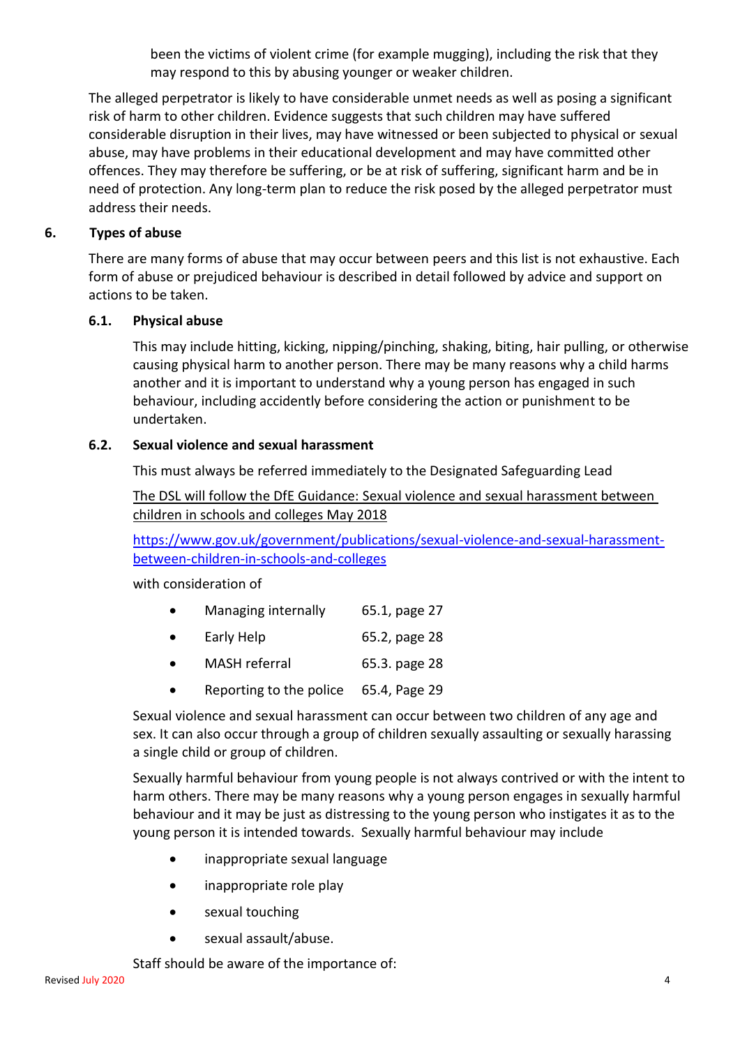been the victims of violent crime (for example mugging), including the risk that they may respond to this by abusing younger or weaker children.

The alleged perpetrator is likely to have considerable unmet needs as well as posing a significant risk of harm to other children. Evidence suggests that such children may have suffered considerable disruption in their lives, may have witnessed or been subjected to physical or sexual abuse, may have problems in their educational development and may have committed other offences. They may therefore be suffering, or be at risk of suffering, significant harm and be in need of protection. Any long-term plan to reduce the risk posed by the alleged perpetrator must address their needs.

## 6. Types of abuse

There are many forms of abuse that may occur between peers and this list is not exhaustive. Each form of abuse or prejudiced behaviour is described in detail followed by advice and support on actions to be taken.

### 6.1. Physical abuse

This may include hitting, kicking, nipping/pinching, shaking, biting, hair pulling, or otherwise causing physical harm to another person. There may be many reasons why a child harms another and it is important to understand why a young person has engaged in such behaviour, including accidently before considering the action or punishment to be undertaken.

### 6.2. Sexual violence and sexual harassment

This must always be referred immediately to the Designated Safeguarding Lead

The DSL will follow the DfE Guidance: Sexual violence and sexual harassment between children in schools and colleges May 2018

https://www.gov.uk/government/publications/sexual-violence-and-sexual-harassment-between-children-in-schools-and-colleges

with consideration of

- Managing internally 65.1, page 27
- Early Help 65.2, page 28
- MASH referral 65.3. page 28
- Reporting to the police 65.4, Page 29

Sexual violence and sexual harassment can occur between two children of any age and sex. It can also occur through a group of children sexually assaulting or sexually harassing a single child or group of children.

Sexually harmful behaviour from young people is not always contrived or with the intent to harm others. There may be many reasons why a young person engages in sexually harmful behaviour and it may be just as distressing to the young person who instigates it as to the young person it is intended towards. Sexually harmful behaviour may include

- inappropriate sexual language
- inappropriate role play
- sexual touching
- sexual assault/abuse.

Staff should be aware of the importance of: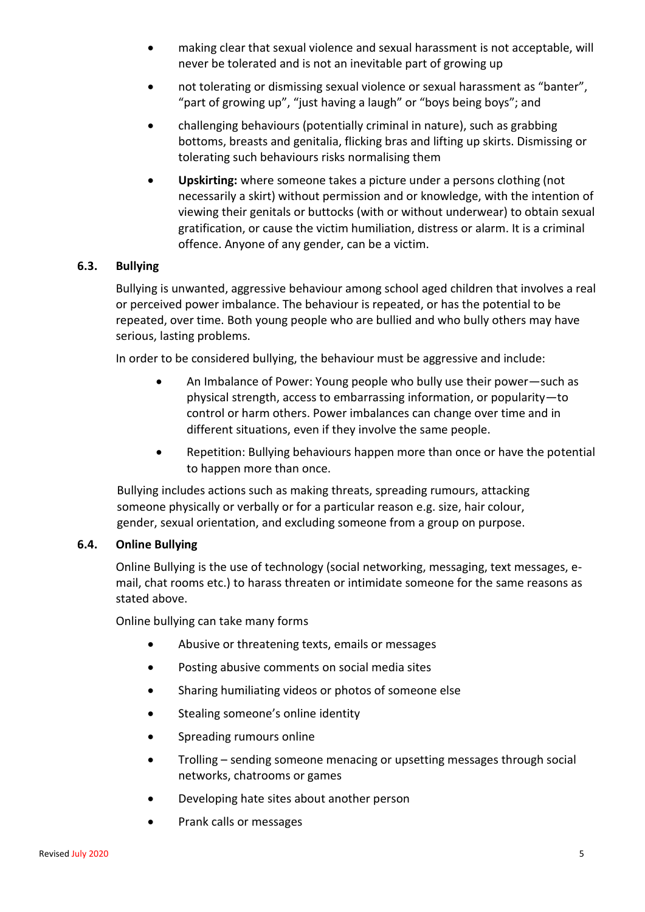- making clear that sexual violence and sexual harassment is not acceptable, will never be tolerated and is not an inevitable part of growing up
- not tolerating or dismissing sexual violence or sexual harassment as "banter", "part of growing up", "just having a laugh" or "boys being boys"; and
- challenging behaviours (potentially criminal in nature), such as grabbing bottoms, breasts and genitalia, flicking bras and lifting up skirts. Dismissing or tolerating such behaviours risks normalising them
- **Upskirting:** where someone takes a picture under a persons clothing (not necessarily a skirt) without permission and or knowledge, with the intention of viewing their genitals or buttocks (with or without underwear) to obtain sexual gratification, or cause the victim humiliation, distress or alarm. It is a criminal offence. Anyone of any gender, can be a victim.

### 6.3. Bullying

Bullying is unwanted, aggressive behaviour among school aged children that involves a real or perceived power imbalance. The behaviour is repeated, or has the potential to be repeated, over time. Both young people who are bullied and who bully others may have serious, lasting problems.

In order to be considered bullying, the behaviour must be aggressive and include:

- An Imbalance of Power: Young people who bully use their power—such as physical strength, access to embarrassing information, or popularity—to control or harm others. Power imbalances can change over time and in different situations, even if they involve the same people.
- Repetition: Bullying behaviours happen more than once or have the potential to happen more than once.

Bullying includes actions such as making threats, spreading rumours, attacking someone physically or verbally or for a particular reason e.g. size, hair colour, gender, sexual orientation, and excluding someone from a group on purpose.

### 6.4. Online Bullying

Online Bullying is the use of technology (social networking, messaging, text messages, e-mail, chat rooms etc.) to harass threaten or intimidate someone for the same reasons as stated above.

Online bullying can take many forms

- Abusive or threatening texts, emails or messages
- Posting abusive comments on social media sites
- Sharing humiliating videos or photos of someone else
- Stealing someone's online identity
- Spreading rumours online
- Trolling – sending someone menacing or upsetting messages through social networks, chatrooms or games
- Developing hate sites about another person
- Prank calls or messages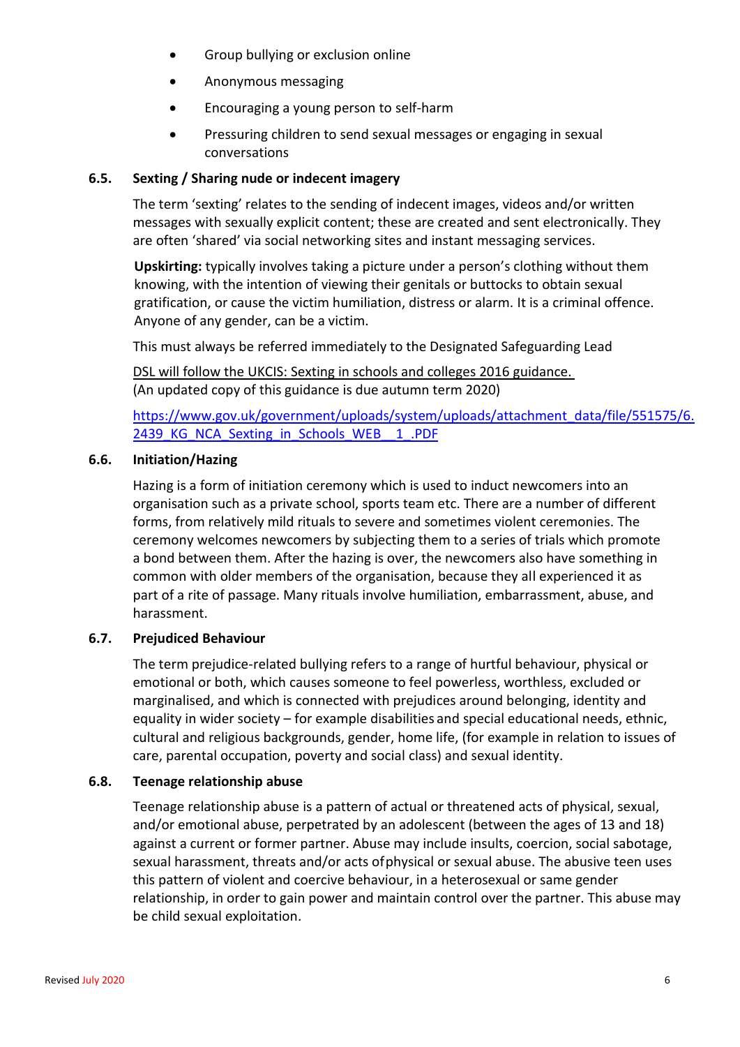- Group bullying or exclusion online
- Anonymous messaging
- Encouraging a young person to self-harm
- Pressuring children to send sexual messages or engaging in sexual conversations

### 6.5. Sexting / Sharing nude or indecent imagery

The term 'sexting' relates to the sending of indecent images, videos and/or written messages with sexually explicit content; these are created and sent electronically. They are often 'shared' via social networking sites and instant messaging services.

**Upskirting:** typically involves taking a picture under a person's clothing without them knowing, with the intention of viewing their genitals or buttocks to obtain sexual gratification, or cause the victim humiliation, distress or alarm. It is a criminal offence. Anyone of any gender, can be a victim.

This must always be referred immediately to the Designated Safeguarding Lead

DSL will follow the UKCIS: Sexting in schools and colleges 2016 guidance.
(An updated copy of this guidance is due autumn term 2020)

https://www.gov.uk/government/uploads/system/uploads/attachment_data/file/551575/6.2439_KG_NCA_Sexting_in_Schools_WEB__1_.PDF

### 6.6. Initiation/Hazing

Hazing is a form of initiation ceremony which is used to induct newcomers into an organisation such as a private school, sports team etc. There are a number of different forms, from relatively mild rituals to severe and sometimes violent ceremonies. The ceremony welcomes newcomers by subjecting them to a series of trials which promote a bond between them. After the hazing is over, the newcomers also have something in common with older members of the organisation, because they all experienced it as part of a rite of passage. Many rituals involve humiliation, embarrassment, abuse, and harassment.

### 6.7. Prejudiced Behaviour

The term prejudice-related bullying refers to a range of hurtful behaviour, physical or emotional or both, which causes someone to feel powerless, worthless, excluded or marginalised, and which is connected with prejudices around belonging, identity and equality in wider society – for example disabilities and special educational needs, ethnic, cultural and religious backgrounds, gender, home life, (for example in relation to issues of care, parental occupation, poverty and social class) and sexual identity.

### 6.8. Teenage relationship abuse

Teenage relationship abuse is a pattern of actual or threatened acts of physical, sexual, and/or emotional abuse, perpetrated by an adolescent (between the ages of 13 and 18) against a current or former partner. Abuse may include insults, coercion, social sabotage, sexual harassment, threats and/or acts of physical or sexual abuse. The abusive teen uses this pattern of violent and coercive behaviour, in a heterosexual or same gender relationship, in order to gain power and maintain control over the partner. This abuse may be child sexual exploitation.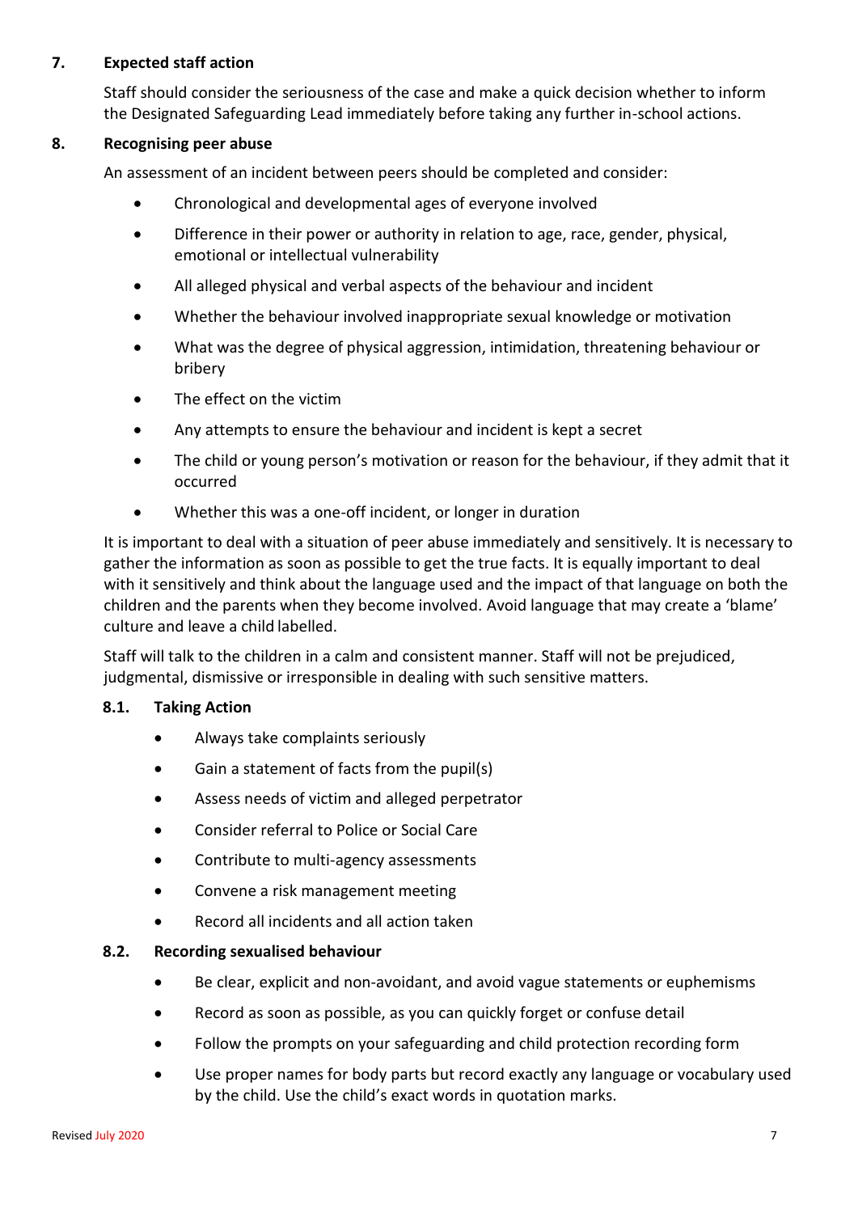## 7. Expected staff action

Staff should consider the seriousness of the case and make a quick decision whether to inform the Designated Safeguarding Lead immediately before taking any further in-school actions.

## 8. Recognising peer abuse

An assessment of an incident between peers should be completed and consider:

- Chronological and developmental ages of everyone involved
- Difference in their power or authority in relation to age, race, gender, physical, emotional or intellectual vulnerability
- All alleged physical and verbal aspects of the behaviour and incident
- Whether the behaviour involved inappropriate sexual knowledge or motivation
- What was the degree of physical aggression, intimidation, threatening behaviour or bribery
- The effect on the victim
- Any attempts to ensure the behaviour and incident is kept a secret
- The child or young person's motivation or reason for the behaviour, if they admit that it occurred
- Whether this was a one-off incident, or longer in duration

It is important to deal with a situation of peer abuse immediately and sensitively. It is necessary to gather the information as soon as possible to get the true facts. It is equally important to deal with it sensitively and think about the language used and the impact of that language on both the children and the parents when they become involved. Avoid language that may create a 'blame' culture and leave a child labelled.

Staff will talk to the children in a calm and consistent manner. Staff will not be prejudiced, judgmental, dismissive or irresponsible in dealing with such sensitive matters.

### 8.1. Taking Action

- Always take complaints seriously
- Gain a statement of facts from the pupil(s)
- Assess needs of victim and alleged perpetrator
- Consider referral to Police or Social Care
- Contribute to multi-agency assessments
- Convene a risk management meeting
- Record all incidents and all action taken

### 8.2. Recording sexualised behaviour

- Be clear, explicit and non-avoidant, and avoid vague statements or euphemisms
- Record as soon as possible, as you can quickly forget or confuse detail
- Follow the prompts on your safeguarding and child protection recording form
- Use proper names for body parts but record exactly any language or vocabulary used by the child. Use the child's exact words in quotation marks.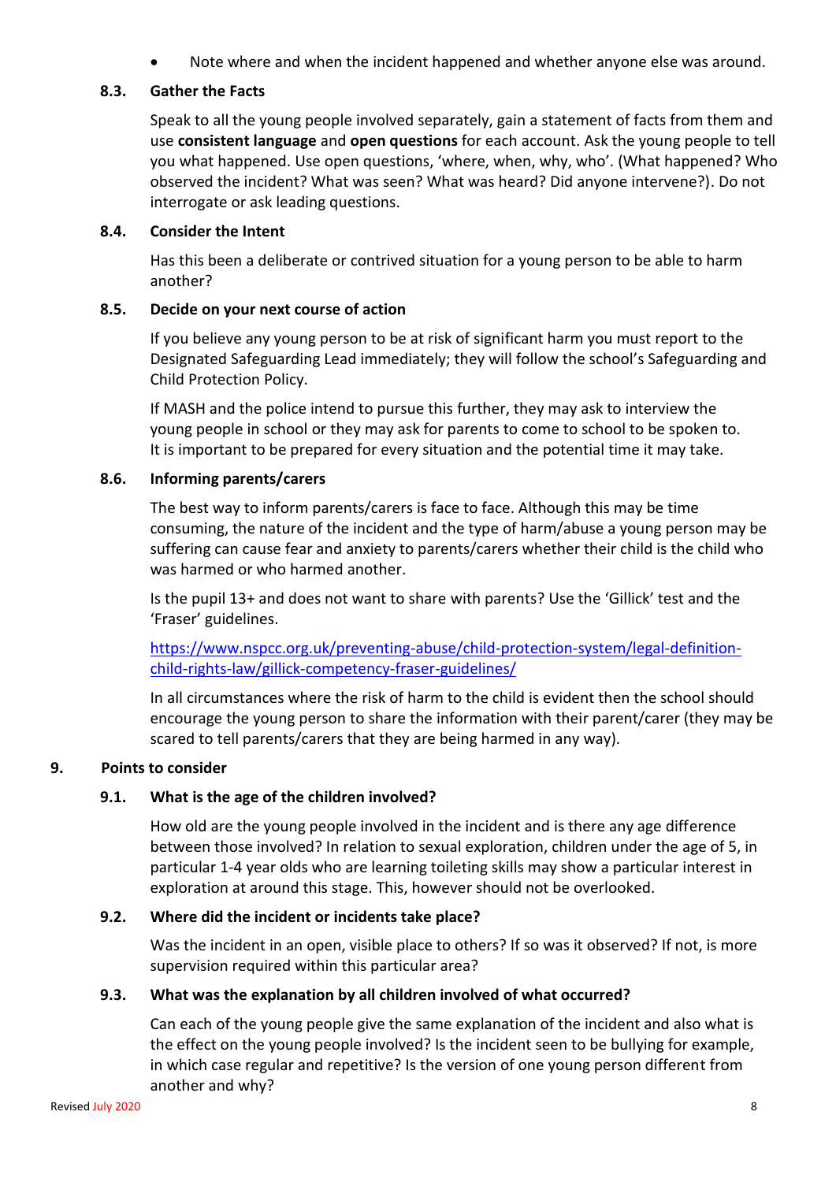- Note where and when the incident happened and whether anyone else was around.

### 8.3. Gather the Facts

Speak to all the young people involved separately, gain a statement of facts from them and use **consistent language** and **open questions** for each account. Ask the young people to tell you what happened. Use open questions, 'where, when, why, who'. (What happened? Who observed the incident? What was seen? What was heard? Did anyone intervene?). Do not interrogate or ask leading questions.

### 8.4. Consider the Intent

Has this been a deliberate or contrived situation for a young person to be able to harm another?

### 8.5. Decide on your next course of action

If you believe any young person to be at risk of significant harm you must report to the Designated Safeguarding Lead immediately; they will follow the school's Safeguarding and Child Protection Policy.

If MASH and the police intend to pursue this further, they may ask to interview the young people in school or they may ask for parents to come to school to be spoken to. It is important to be prepared for every situation and the potential time it may take.

### 8.6. Informing parents/carers

The best way to inform parents/carers is face to face. Although this may be time consuming, the nature of the incident and the type of harm/abuse a young person may be suffering can cause fear and anxiety to parents/carers whether their child is the child who was harmed or who harmed another.

Is the pupil 13+ and does not want to share with parents? Use the 'Gillick' test and the 'Fraser' guidelines.

https://www.nspcc.org.uk/preventing-abuse/child-protection-system/legal-definition-child-rights-law/gillick-competency-fraser-guidelines/

In all circumstances where the risk of harm to the child is evident then the school should encourage the young person to share the information with their parent/carer (they may be scared to tell parents/carers that they are being harmed in any way).

## 9. Points to consider

### 9.1. What is the age of the children involved?

How old are the young people involved in the incident and is there any age difference between those involved? In relation to sexual exploration, children under the age of 5, in particular 1-4 year olds who are learning toileting skills may show a particular interest in exploration at around this stage. This, however should not be overlooked.

### 9.2. Where did the incident or incidents take place?

Was the incident in an open, visible place to others? If so was it observed? If not, is more supervision required within this particular area?

### 9.3. What was the explanation by all children involved of what occurred?

Can each of the young people give the same explanation of the incident and also what is the effect on the young people involved? Is the incident seen to be bullying for example, in which case regular and repetitive? Is the version of one young person different from another and why?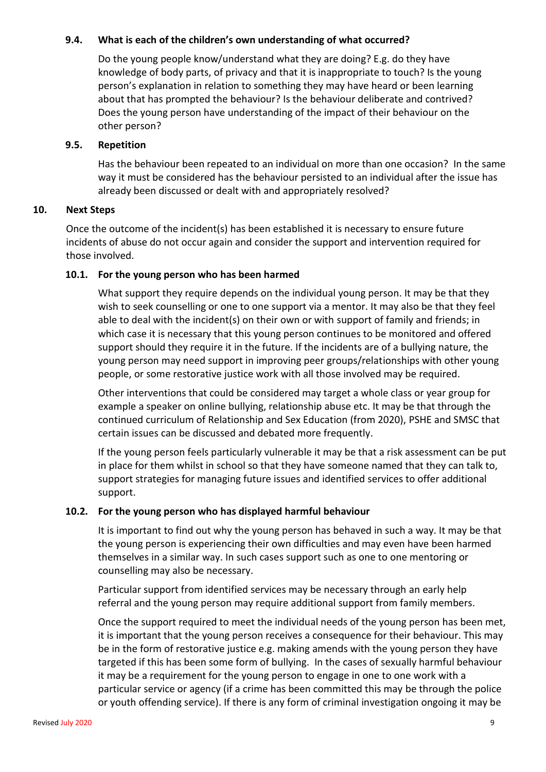### 9.4. What is each of the children's own understanding of what occurred?

Do the young people know/understand what they are doing? E.g. do they have knowledge of body parts, of privacy and that it is inappropriate to touch? Is the young person's explanation in relation to something they may have heard or been learning about that has prompted the behaviour? Is the behaviour deliberate and contrived? Does the young person have understanding of the impact of their behaviour on the other person?

### 9.5. Repetition

Has the behaviour been repeated to an individual on more than one occasion? In the same way it must be considered has the behaviour persisted to an individual after the issue has already been discussed or dealt with and appropriately resolved?

## 10. Next Steps

Once the outcome of the incident(s) has been established it is necessary to ensure future incidents of abuse do not occur again and consider the support and intervention required for those involved.

### 10.1. For the young person who has been harmed

What support they require depends on the individual young person. It may be that they wish to seek counselling or one to one support via a mentor. It may also be that they feel able to deal with the incident(s) on their own or with support of family and friends; in which case it is necessary that this young person continues to be monitored and offered support should they require it in the future. If the incidents are of a bullying nature, the young person may need support in improving peer groups/relationships with other young people, or some restorative justice work with all those involved may be required.

Other interventions that could be considered may target a whole class or year group for example a speaker on online bullying, relationship abuse etc. It may be that through the continued curriculum of Relationship and Sex Education (from 2020), PSHE and SMSC that certain issues can be discussed and debated more frequently.

If the young person feels particularly vulnerable it may be that a risk assessment can be put in place for them whilst in school so that they have someone named that they can talk to, support strategies for managing future issues and identified services to offer additional support.

### 10.2. For the young person who has displayed harmful behaviour

It is important to find out why the young person has behaved in such a way. It may be that the young person is experiencing their own difficulties and may even have been harmed themselves in a similar way. In such cases support such as one to one mentoring or counselling may also be necessary.

Particular support from identified services may be necessary through an early help referral and the young person may require additional support from family members.

Once the support required to meet the individual needs of the young person has been met, it is important that the young person receives a consequence for their behaviour. This may be in the form of restorative justice e.g. making amends with the young person they have targeted if this has been some form of bullying. In the cases of sexually harmful behaviour it may be a requirement for the young person to engage in one to one work with a particular service or agency (if a crime has been committed this may be through the police or youth offending service). If there is any form of criminal investigation ongoing it may be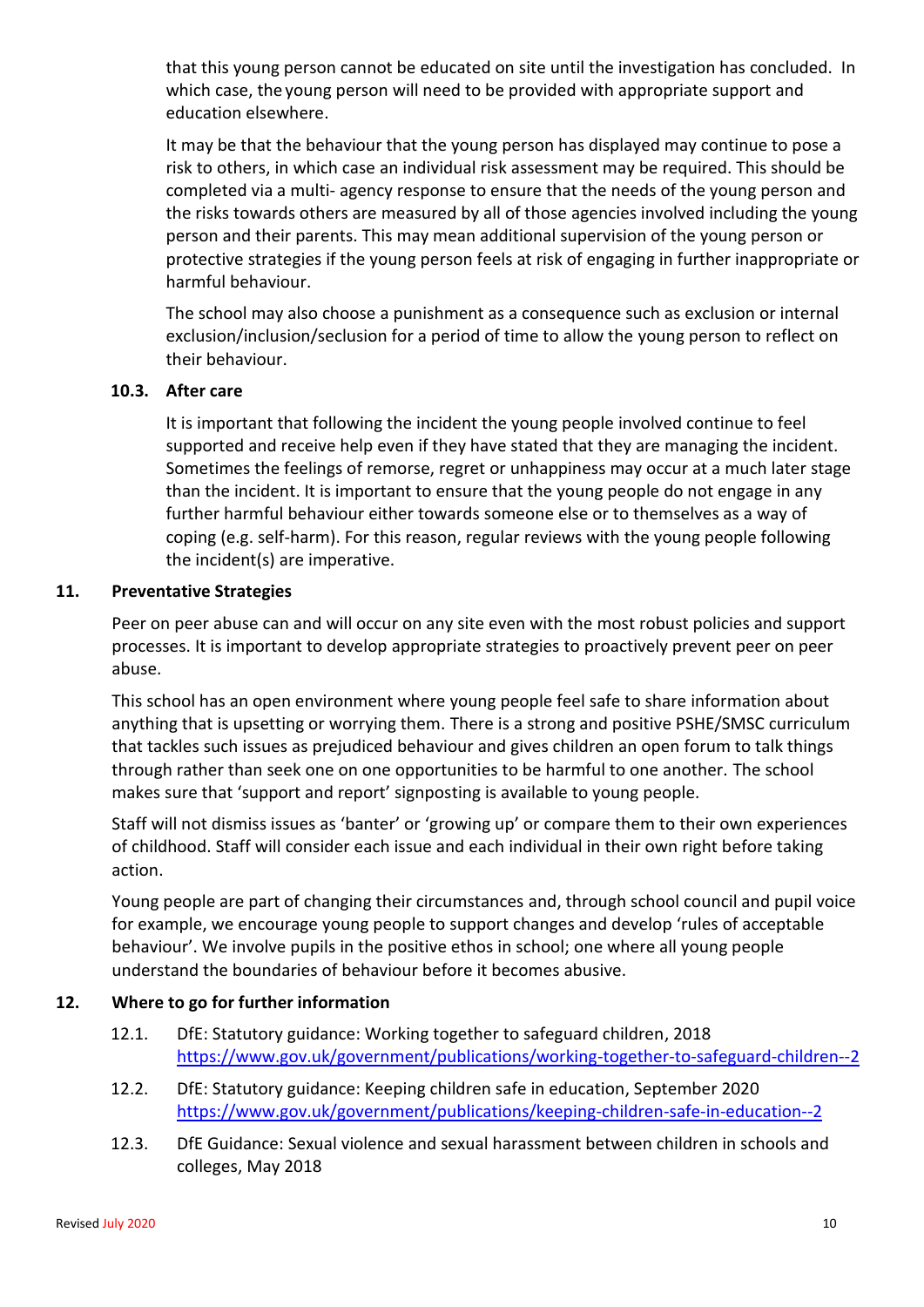that this young person cannot be educated on site until the investigation has concluded. In which case, the young person will need to be provided with appropriate support and education elsewhere.

It may be that the behaviour that the young person has displayed may continue to pose a risk to others, in which case an individual risk assessment may be required. This should be completed via a multi- agency response to ensure that the needs of the young person and the risks towards others are measured by all of those agencies involved including the young person and their parents. This may mean additional supervision of the young person or protective strategies if the young person feels at risk of engaging in further inappropriate or harmful behaviour.

The school may also choose a punishment as a consequence such as exclusion or internal exclusion/inclusion/seclusion for a period of time to allow the young person to reflect on their behaviour.

### 10.3. After care

It is important that following the incident the young people involved continue to feel supported and receive help even if they have stated that they are managing the incident. Sometimes the feelings of remorse, regret or unhappiness may occur at a much later stage than the incident. It is important to ensure that the young people do not engage in any further harmful behaviour either towards someone else or to themselves as a way of coping (e.g. self-harm). For this reason, regular reviews with the young people following the incident(s) are imperative.

## 11. Preventative Strategies

Peer on peer abuse can and will occur on any site even with the most robust policies and support processes. It is important to develop appropriate strategies to proactively prevent peer on peer abuse.

This school has an open environment where young people feel safe to share information about anything that is upsetting or worrying them. There is a strong and positive PSHE/SMSC curriculum that tackles such issues as prejudiced behaviour and gives children an open forum to talk things through rather than seek one on one opportunities to be harmful to one another. The school makes sure that 'support and report' signposting is available to young people.

Staff will not dismiss issues as 'banter' or 'growing up' or compare them to their own experiences of childhood. Staff will consider each issue and each individual in their own right before taking action.

Young people are part of changing their circumstances and, through school council and pupil voice for example, we encourage young people to support changes and develop 'rules of acceptable behaviour'. We involve pupils in the positive ethos in school; one where all young people understand the boundaries of behaviour before it becomes abusive.

## 12. Where to go for further information

12.1. DfE: Statutory guidance: Working together to safeguard children, 2018
https://www.gov.uk/government/publications/working-together-to-safeguard-children--2

12.2. DfE: Statutory guidance: Keeping children safe in education, September 2020
https://www.gov.uk/government/publications/keeping-children-safe-in-education--2

12.3. DfE Guidance: Sexual violence and sexual harassment between children in schools and colleges, May 2018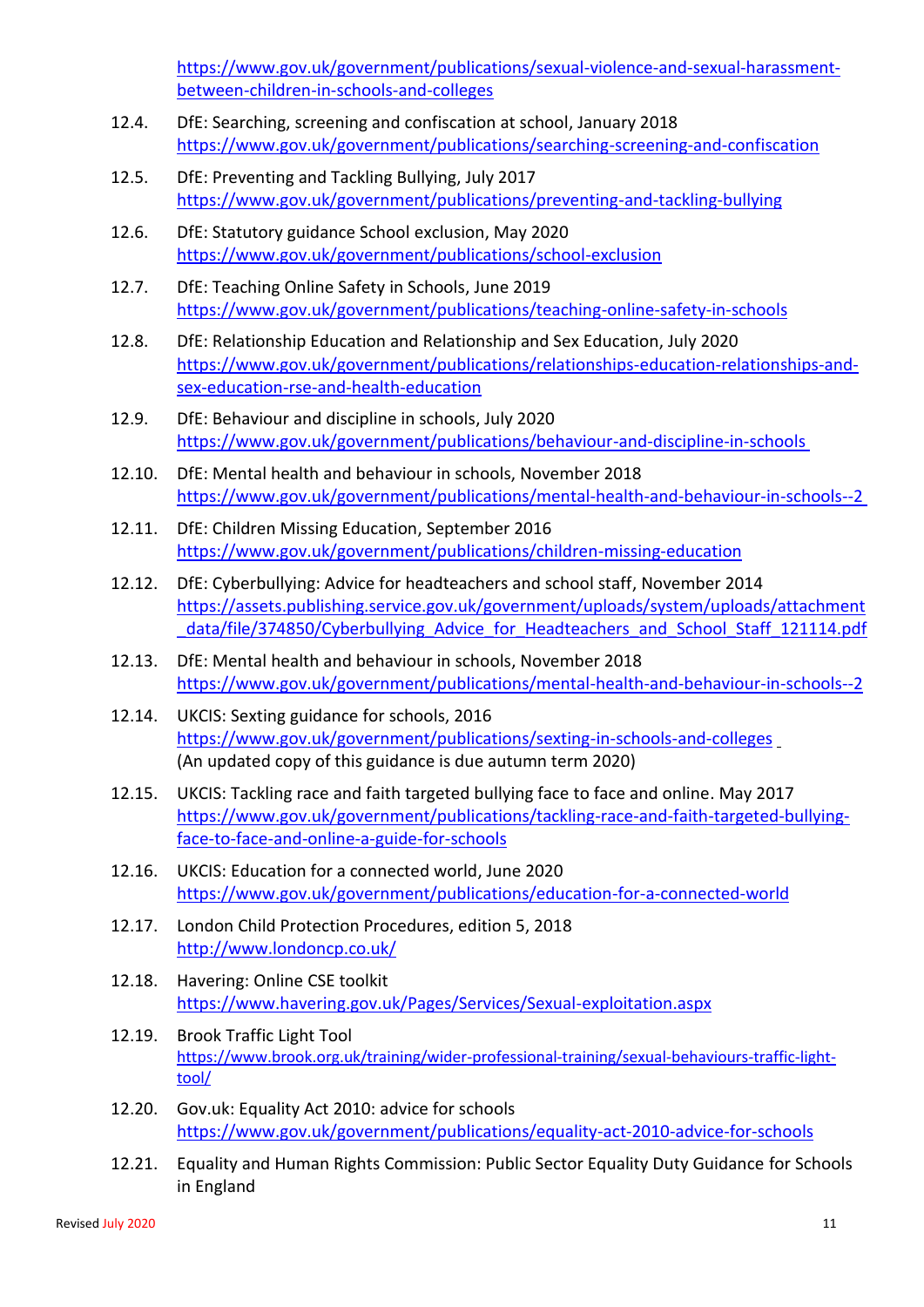https://www.gov.uk/government/publications/sexual-violence-and-sexual-harassment-between-children-in-schools-and-colleges

12.4. DfE: Searching, screening and confiscation at school, January 2018
https://www.gov.uk/government/publications/searching-screening-and-confiscation

12.5. DfE: Preventing and Tackling Bullying, July 2017
https://www.gov.uk/government/publications/preventing-and-tackling-bullying

12.6. DfE: Statutory guidance School exclusion, May 2020
https://www.gov.uk/government/publications/school-exclusion

12.7. DfE: Teaching Online Safety in Schools, June 2019
https://www.gov.uk/government/publications/teaching-online-safety-in-schools

12.8. DfE: Relationship Education and Relationship and Sex Education, July 2020
https://www.gov.uk/government/publications/relationships-education-relationships-and-sex-education-rse-and-health-education

12.9. DfE: Behaviour and discipline in schools, July 2020
https://www.gov.uk/government/publications/behaviour-and-discipline-in-schools

12.10. DfE: Mental health and behaviour in schools, November 2018
https://www.gov.uk/government/publications/mental-health-and-behaviour-in-schools--2

12.11. DfE: Children Missing Education, September 2016
https://www.gov.uk/government/publications/children-missing-education

12.12. DfE: Cyberbullying: Advice for headteachers and school staff, November 2014
https://assets.publishing.service.gov.uk/government/uploads/system/uploads/attachment_data/file/374850/Cyberbullying_Advice_for_Headteachers_and_School_Staff_121114.pdf

12.13. DfE: Mental health and behaviour in schools, November 2018
https://www.gov.uk/government/publications/mental-health-and-behaviour-in-schools--2

12.14. UKCIS: Sexting guidance for schools, 2016
https://www.gov.uk/government/publications/sexting-in-schools-and-colleges
(An updated copy of this guidance is due autumn term 2020)

12.15. UKCIS: Tackling race and faith targeted bullying face to face and online. May 2017
https://www.gov.uk/government/publications/tackling-race-and-faith-targeted-bullying-face-to-face-and-online-a-guide-for-schools

12.16. UKCIS: Education for a connected world, June 2020
https://www.gov.uk/government/publications/education-for-a-connected-world

12.17. London Child Protection Procedures, edition 5, 2018
http://www.londoncp.co.uk/

12.18. Havering: Online CSE toolkit
https://www.havering.gov.uk/Pages/Services/Sexual-exploitation.aspx

12.19. Brook Traffic Light Tool
https://www.brook.org.uk/training/wider-professional-training/sexual-behaviours-traffic-light-tool/

12.20. Gov.uk: Equality Act 2010: advice for schools
https://www.gov.uk/government/publications/equality-act-2010-advice-for-schools

12.21. Equality and Human Rights Commission: Public Sector Equality Duty Guidance for Schools in England

Revised July 2020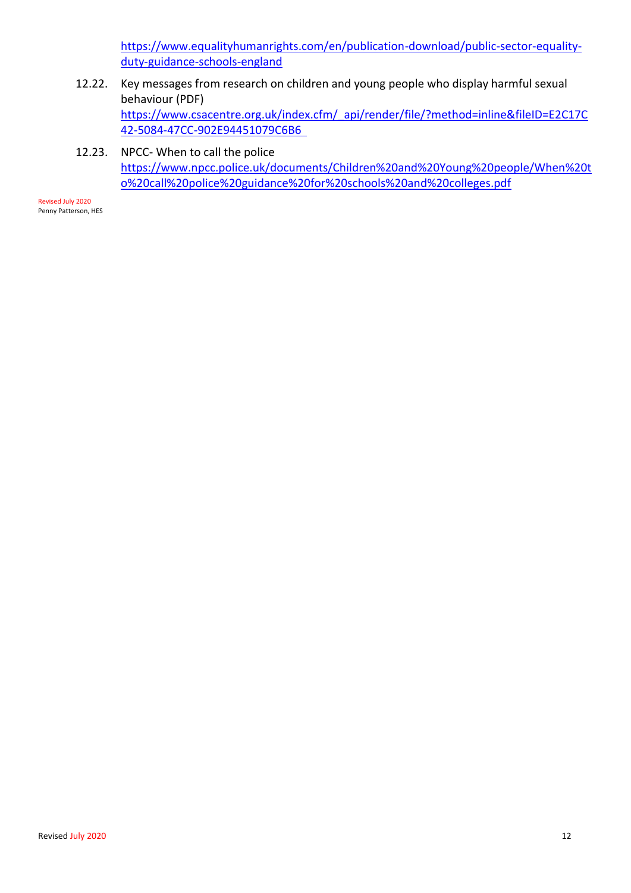https://www.equalityhumanrights.com/en/publication-download/public-sector-equality-duty-guidance-schools-england

12.22. Key messages from research on children and young people who display harmful sexual behaviour (PDF)
https://www.csacentre.org.uk/index.cfm/_api/render/file/?method=inline&fileID=E2C17C42-5084-47CC-902E94451079C6B6

12.23. NPCC- When to call the police
https://www.npcc.police.uk/documents/Children%20and%20Young%20people/When%20to%20call%20police%20guidance%20for%20schools%20and%20colleges.pdf

Revised July 2020
Penny Patterson, HES